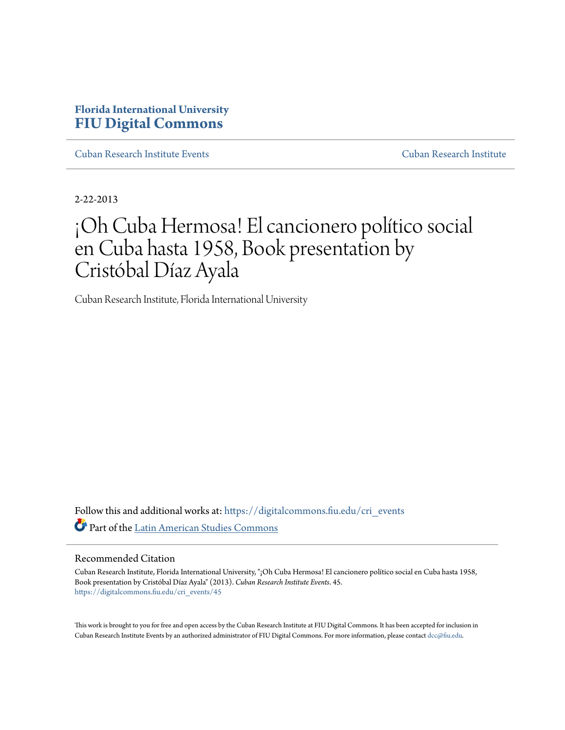Florida International University
**FIU Digital Commons**

Cuban Research Institute Events

Cuban Research Institute

2-22-2013

# ¡Oh Cuba Hermosa! El cancionero político social en Cuba hasta 1958, Book presentation by Cristóbal Díaz Ayala

Cuban Research Institute, Florida International University

Follow this and additional works at: https://digitalcommons.fiu.edu/cri_events

Part of the Latin American Studies Commons

## Recommended Citation

Cuban Research Institute, Florida International University, "¡Oh Cuba Hermosa! El cancionero político social en Cuba hasta 1958, Book presentation by Cristóbal Díaz Ayala" (2013). *Cuban Research Institute Events*. 45.
https://digitalcommons.fiu.edu/cri_events/45

This work is brought to you for free and open access by the Cuban Research Institute at FIU Digital Commons. It has been accepted for inclusion in Cuban Research Institute Events by an authorized administrator of FIU Digital Commons. For more information, please contact dcc@fiu.edu.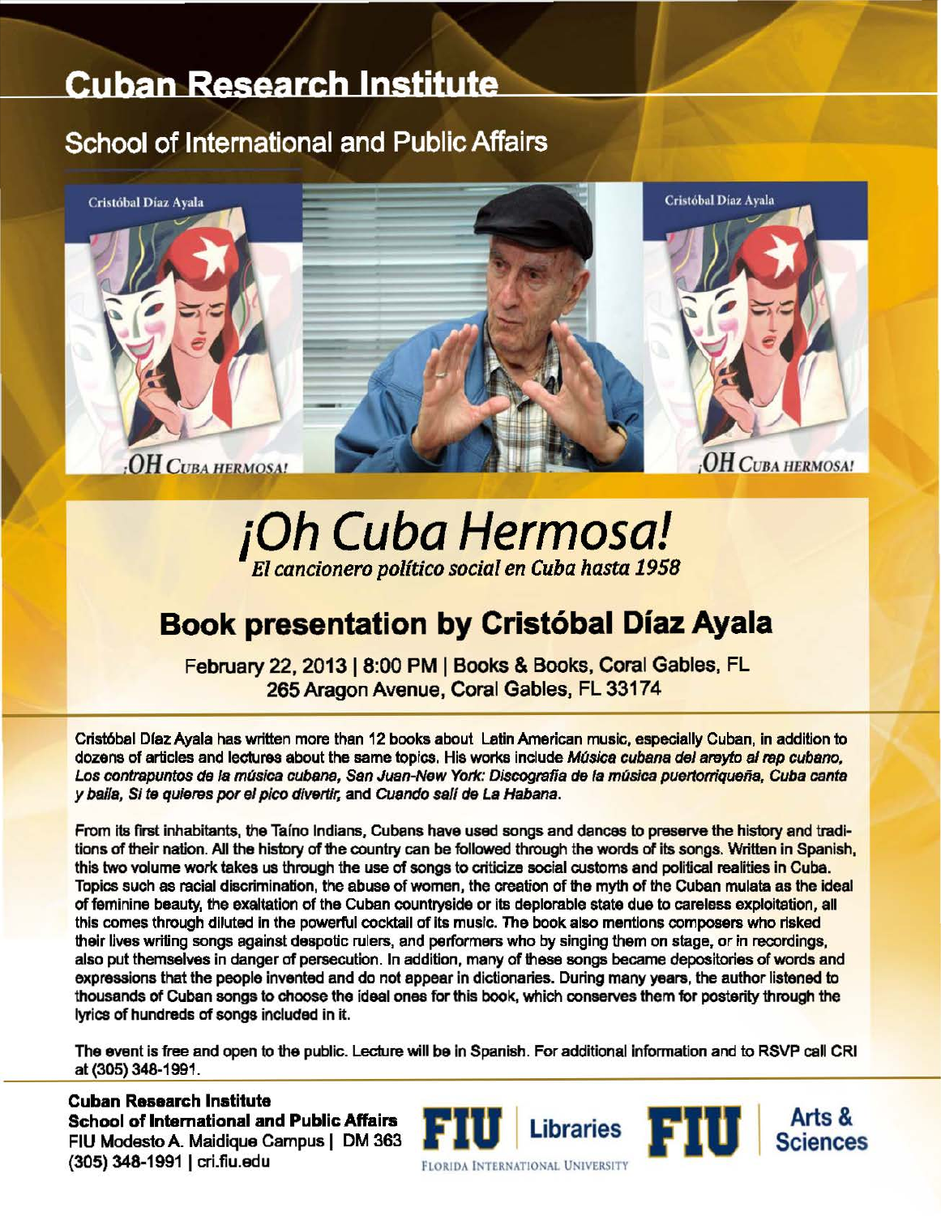# Cuban Research Institute

## School of International and Public Affairs

# ¡Oh Cuba Hermosa!

*El cancionero político social en Cuba hasta 1958*

## Book presentation by Cristóbal Díaz Ayala

February 22, 2013 | 8:00 PM | Books & Books, Coral Gables, FL
265 Aragon Avenue, Coral Gables, FL 33174

Cristóbal Díaz Ayala has written more than 12 books about Latin American music, especially Cuban, in addition to dozens of articles and lectures about the same topics. His works include *Música cubana del areyto al rap cubano, Los contrapuntos de la música cubana, San Juan-New York: Discografía de la música puertorriqueña, Cuba canta y baila, Si te quieres por el pico divertir,* and *Cuando salí de La Habana*.

From its first inhabitants, the Taíno Indians, Cubans have used songs and dances to preserve the history and traditions of their nation. All the history of the country can be followed through the words of its songs. Written in Spanish, this two volume work takes us through the use of songs to criticize social customs and political realities in Cuba. Topics such as racial discrimination, the abuse of women, the creation of the myth of the Cuban mulata as the ideal of feminine beauty, the exaltation of the Cuban countryside or its deplorable state due to careless exploitation, all this comes through diluted in the powerful cocktail of its music. The book also mentions composers who risked their lives writing songs against despotic rulers, and performers who by singing them on stage, or in recordings, also put themselves in danger of persecution. In addition, many of these songs became depositories of words and expressions that the people invented and do not appear in dictionaries. During many years, the author listened to thousands of Cuban songs to choose the ideal ones for this book, which conserves them for posterity through the lyrics of hundreds of songs included in it.

The event is free and open to the public. Lecture will be in Spanish. For additional information and to RSVP call CRI at (305) 348-1991.

**Cuban Research Institute**
**School of International and Public Affairs**
FIU Modesto A. Maidique Campus | DM 363
(305) 348-1991 | cri.fiu.edu

FIU Libraries — Florida International University
FIU Arts & Sciences